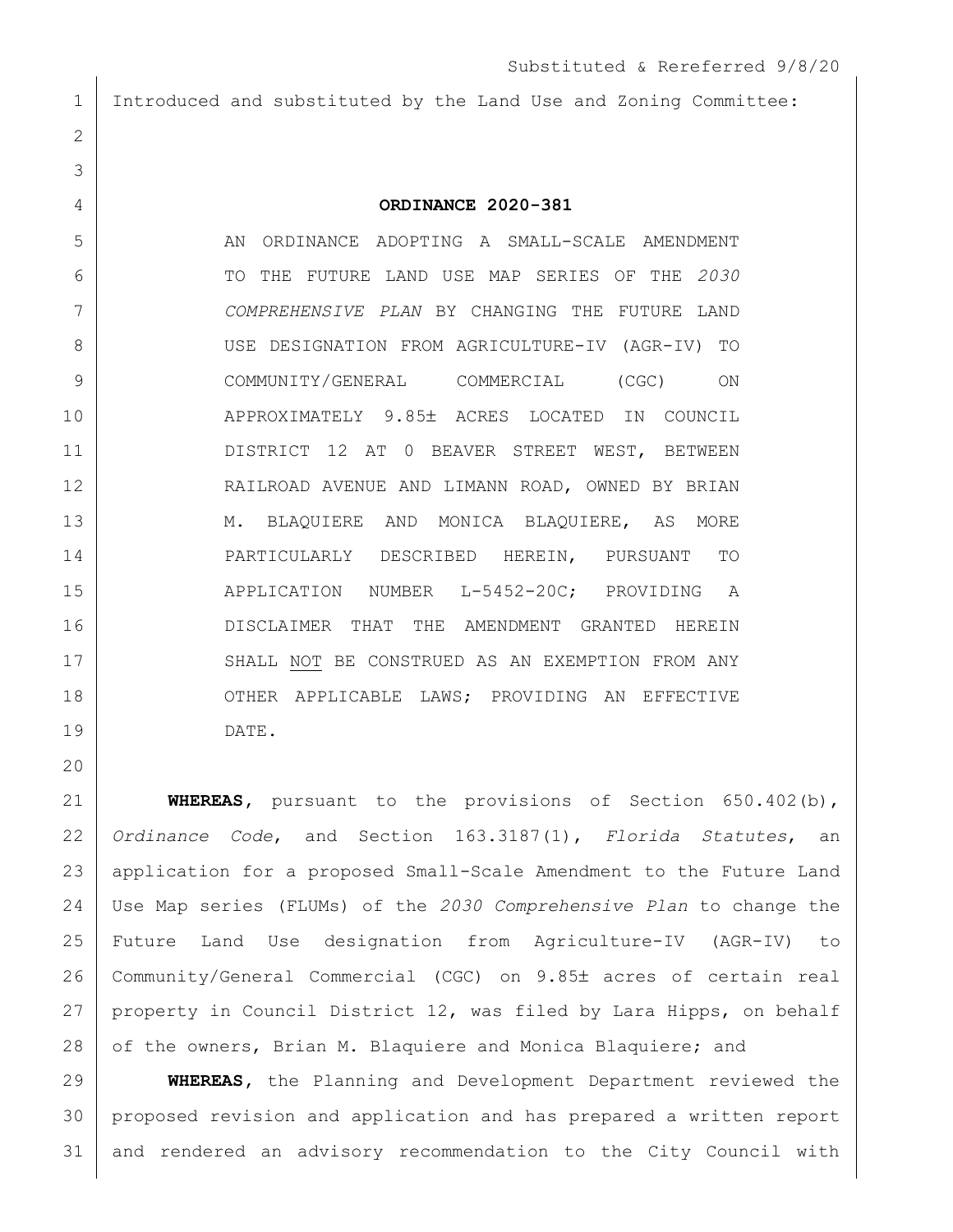Substituted & Rereferred 9/8/20

Introduced and substituted by the Land Use and Zoning Committee:

**ORDINANCE 2020-381**

AN ORDINANCE ADOPTING A SMALL-SCALE AMENDMENT TO THE FUTURE LAND USE MAP SERIES OF THE *2030 COMPREHENSIVE PLAN* BY CHANGING THE FUTURE LAND USE DESIGNATION FROM AGRICULTURE-IV (AGR-IV) TO COMMUNITY/GENERAL COMMERCIAL (CGC) ON APPROXIMATELY 9.85± ACRES LOCATED IN COUNCIL DISTRICT 12 AT 0 BEAVER STREET WEST, BETWEEN RAILROAD AVENUE AND LIMANN ROAD, OWNED BY BRIAN M. BLAQUIERE AND MONICA BLAQUIERE, AS MORE PARTICULARLY DESCRIBED HEREIN, PURSUANT TO APPLICATION NUMBER L-5452-20C; PROVIDING A DISCLAIMER THAT THE AMENDMENT GRANTED HEREIN SHALL <u>NOT</u> BE CONSTRUED AS AN EXEMPTION FROM ANY OTHER APPLICABLE LAWS; PROVIDING AN EFFECTIVE DATE.

**WHEREAS**, pursuant to the provisions of Section 650.402(b), *Ordinance Code*, and Section 163.3187(1), *Florida Statutes*, an application for a proposed Small-Scale Amendment to the Future Land Use Map series (FLUMs) of the *2030 Comprehensive Plan* to change the Future Land Use designation from Agriculture-IV (AGR-IV) to Community/General Commercial (CGC) on 9.85± acres of certain real property in Council District 12, was filed by Lara Hipps, on behalf of the owners, Brian M. Blaquiere and Monica Blaquiere; and

**WHEREAS**, the Planning and Development Department reviewed the proposed revision and application and has prepared a written report and rendered an advisory recommendation to the City Council with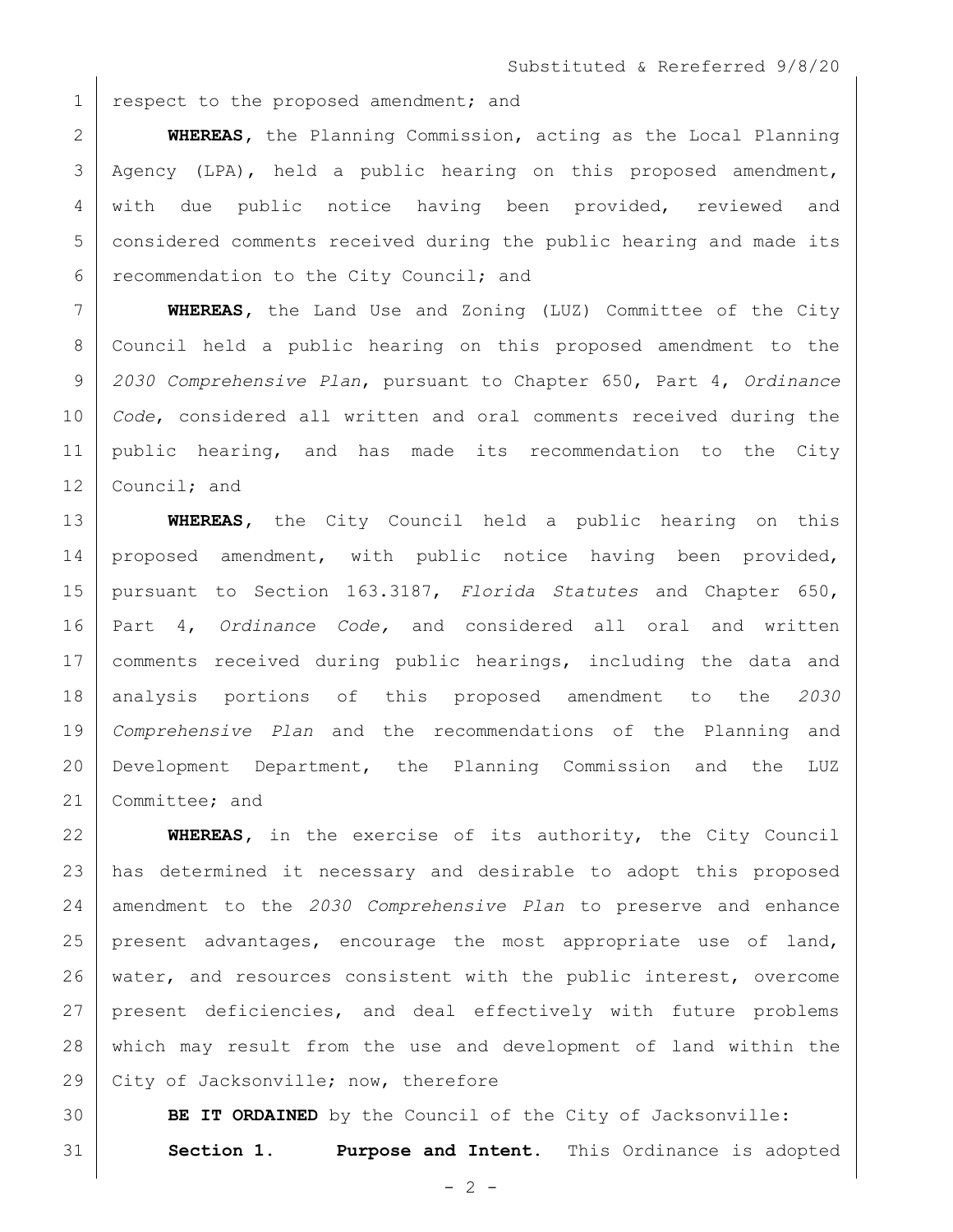respect to the proposed amendment; and

**WHEREAS**, the Planning Commission, acting as the Local Planning Agency (LPA), held a public hearing on this proposed amendment, with due public notice having been provided, reviewed and considered comments received during the public hearing and made its recommendation to the City Council; and

**WHEREAS**, the Land Use and Zoning (LUZ) Committee of the City Council held a public hearing on this proposed amendment to the *2030 Comprehensive Plan*, pursuant to Chapter 650, Part 4, *Ordinance Code*, considered all written and oral comments received during the public hearing, and has made its recommendation to the City Council; and

**WHEREAS**, the City Council held a public hearing on this proposed amendment, with public notice having been provided, pursuant to Section 163.3187, *Florida Statutes* and Chapter 650, Part 4, *Ordinance Code,* and considered all oral and written comments received during public hearings, including the data and analysis portions of this proposed amendment to the *2030 Comprehensive Plan* and the recommendations of the Planning and Development Department, the Planning Commission and the LUZ Committee; and

**WHEREAS**, in the exercise of its authority, the City Council has determined it necessary and desirable to adopt this proposed amendment to the *2030 Comprehensive Plan* to preserve and enhance present advantages, encourage the most appropriate use of land, water, and resources consistent with the public interest, overcome present deficiencies, and deal effectively with future problems which may result from the use and development of land within the City of Jacksonville; now, therefore

**BE IT ORDAINED** by the Council of the City of Jacksonville:

**Section 1. Purpose and Intent.** This Ordinance is adopted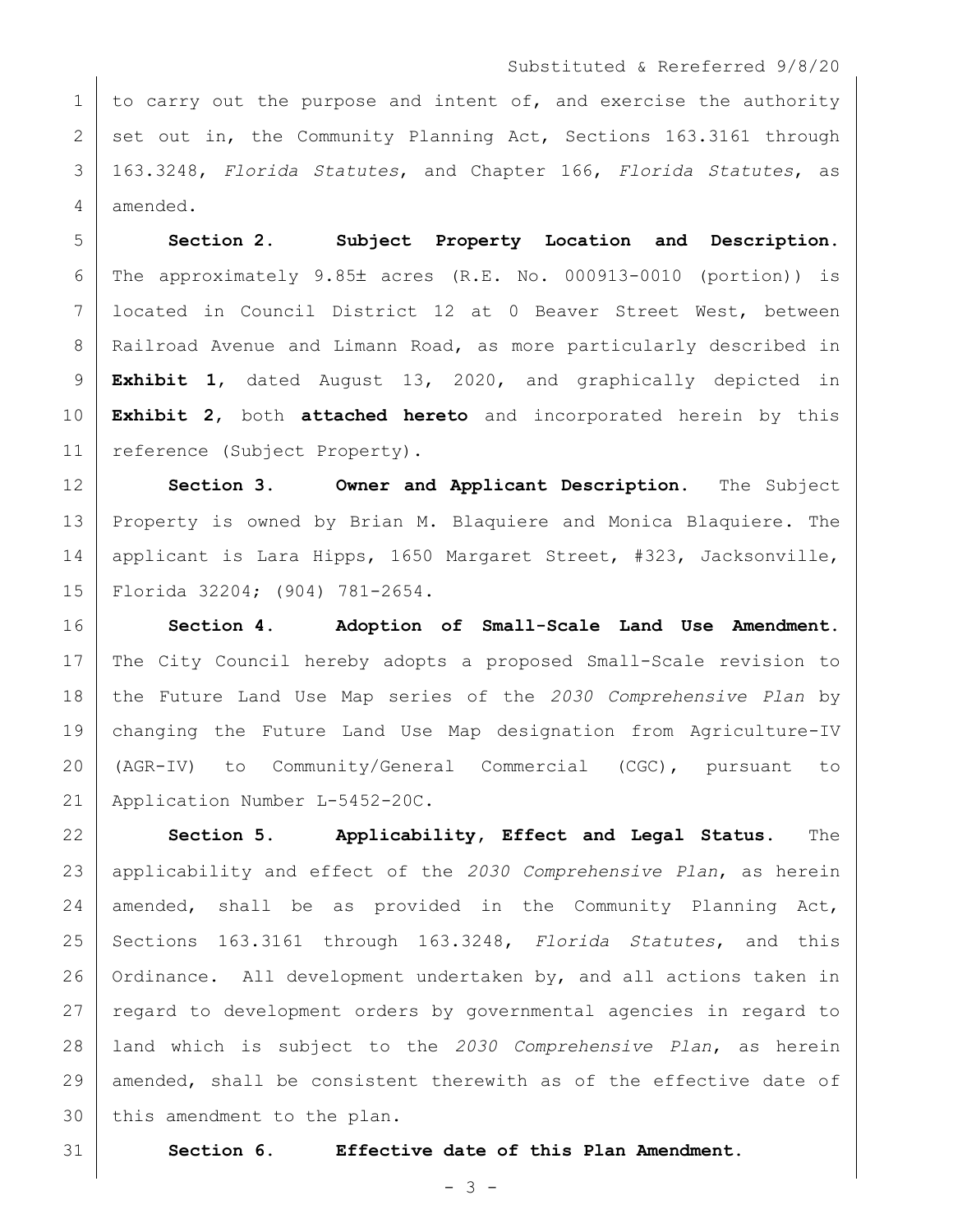to carry out the purpose and intent of, and exercise the authority set out in, the Community Planning Act, Sections 163.3161 through 163.3248, *Florida Statutes*, and Chapter 166, *Florida Statutes*, as amended.

**Section 2. Subject Property Location and Description.** The approximately 9.85± acres (R.E. No. 000913-0010 (portion)) is located in Council District 12 at 0 Beaver Street West, between Railroad Avenue and Limann Road, as more particularly described in **Exhibit 1**, dated August 13, 2020, and graphically depicted in **Exhibit 2**, both **attached hereto** and incorporated herein by this reference (Subject Property).

**Section 3. Owner and Applicant Description.** The Subject Property is owned by Brian M. Blaquiere and Monica Blaquiere. The applicant is Lara Hipps, 1650 Margaret Street, #323, Jacksonville, Florida 32204; (904) 781-2654.

**Section 4. Adoption of Small-Scale Land Use Amendment.** The City Council hereby adopts a proposed Small-Scale revision to the Future Land Use Map series of the *2030 Comprehensive Plan* by changing the Future Land Use Map designation from Agriculture-IV (AGR-IV) to Community/General Commercial (CGC), pursuant to Application Number L-5452-20C.

**Section 5. Applicability, Effect and Legal Status.** The applicability and effect of the *2030 Comprehensive Plan*, as herein amended, shall be as provided in the Community Planning Act, Sections 163.3161 through 163.3248, *Florida Statutes*, and this Ordinance. All development undertaken by, and all actions taken in regard to development orders by governmental agencies in regard to land which is subject to the *2030 Comprehensive Plan*, as herein amended, shall be consistent therewith as of the effective date of this amendment to the plan.

**Section 6. Effective date of this Plan Amendment.**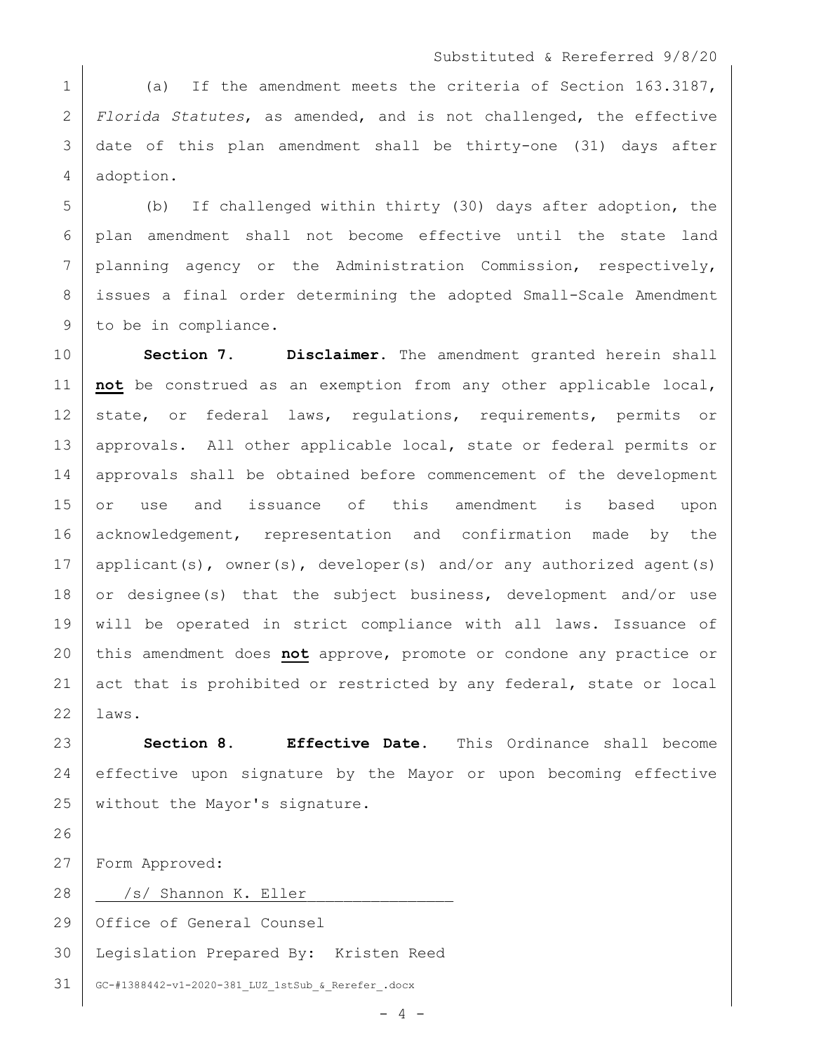(a) If the amendment meets the criteria of Section 163.3187, *Florida Statutes*, as amended, and is not challenged, the effective date of this plan amendment shall be thirty-one (31) days after adoption.

(b) If challenged within thirty (30) days after adoption, the plan amendment shall not become effective until the state land planning agency or the Administration Commission, respectively, issues a final order determining the adopted Small-Scale Amendment to be in compliance.

**Section 7. Disclaimer.** The amendment granted herein shall **not** be construed as an exemption from any other applicable local, state, or federal laws, regulations, requirements, permits or approvals. All other applicable local, state or federal permits or approvals shall be obtained before commencement of the development or use and issuance of this amendment is based upon acknowledgement, representation and confirmation made by the applicant(s), owner(s), developer(s) and/or any authorized agent(s) or designee(s) that the subject business, development and/or use will be operated in strict compliance with all laws. Issuance of this amendment does **not** approve, promote or condone any practice or act that is prohibited or restricted by any federal, state or local laws.

**Section 8. Effective Date.** This Ordinance shall become effective upon signature by the Mayor or upon becoming effective without the Mayor's signature.

Form Approved:

/s/ Shannon K. Eller

Office of General Counsel

Legislation Prepared By: Kristen Reed

GC-#1388442-v1-2020-381_LUZ_1stSub_&_Rerefer_.docx